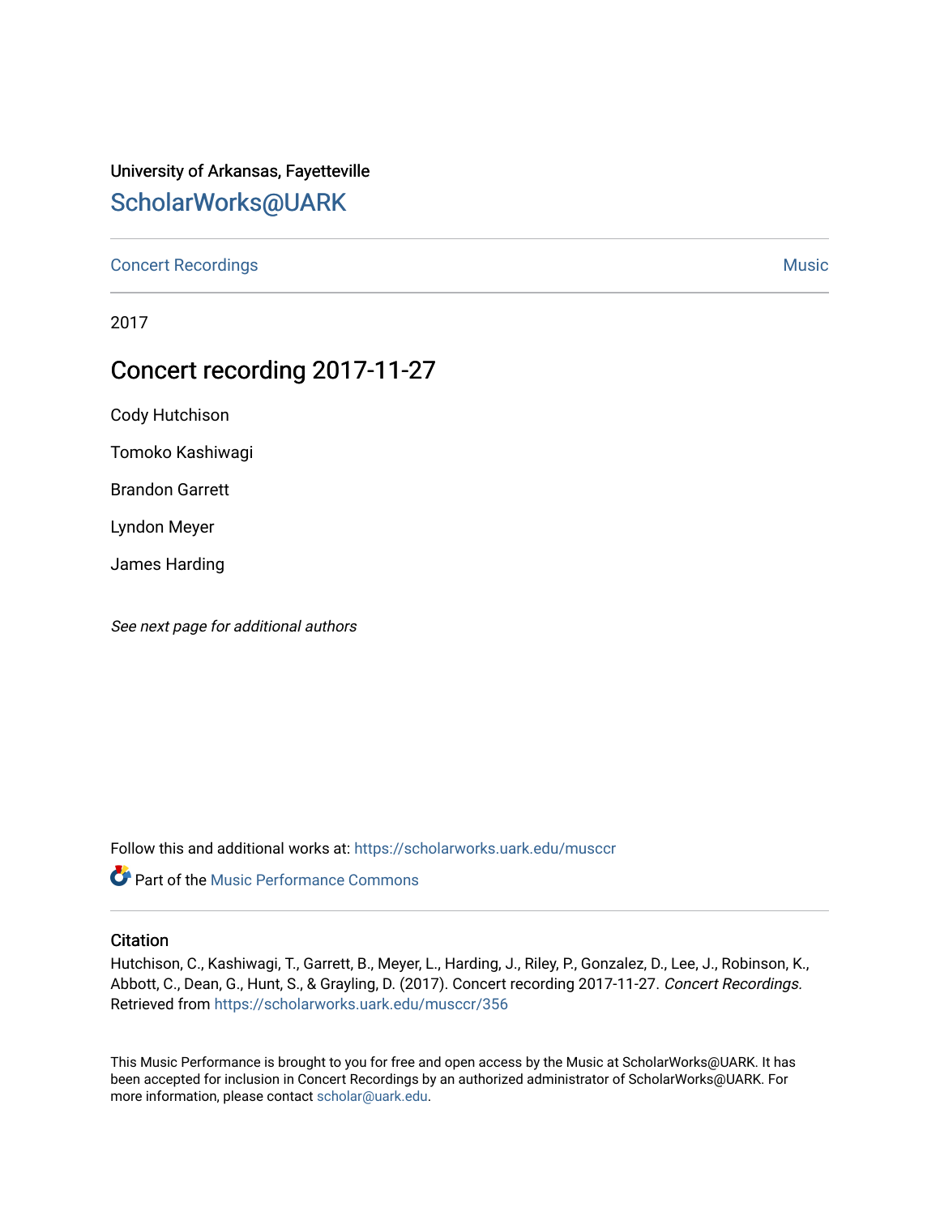University of Arkansas, Fayetteville

# ScholarWorks@UARK

Concert Recordings | Music

2017

## Concert recording 2017-11-27

Cody Hutchison

Tomoko Kashiwagi

Brandon Garrett

Lyndon Meyer

James Harding

*See next page for additional authors*

Follow this and additional works at: https://scholarworks.uark.edu/musccr

Part of the Music Performance Commons

### Citation

Hutchison, C., Kashiwagi, T., Garrett, B., Meyer, L., Harding, J., Riley, P., Gonzalez, D., Lee, J., Robinson, K., Abbott, C., Dean, G., Hunt, S., & Grayling, D. (2017). Concert recording 2017-11-27. *Concert Recordings.* Retrieved from https://scholarworks.uark.edu/musccr/356

This Music Performance is brought to you for free and open access by the Music at ScholarWorks@UARK. It has been accepted for inclusion in Concert Recordings by an authorized administrator of ScholarWorks@UARK. For more information, please contact scholar@uark.edu.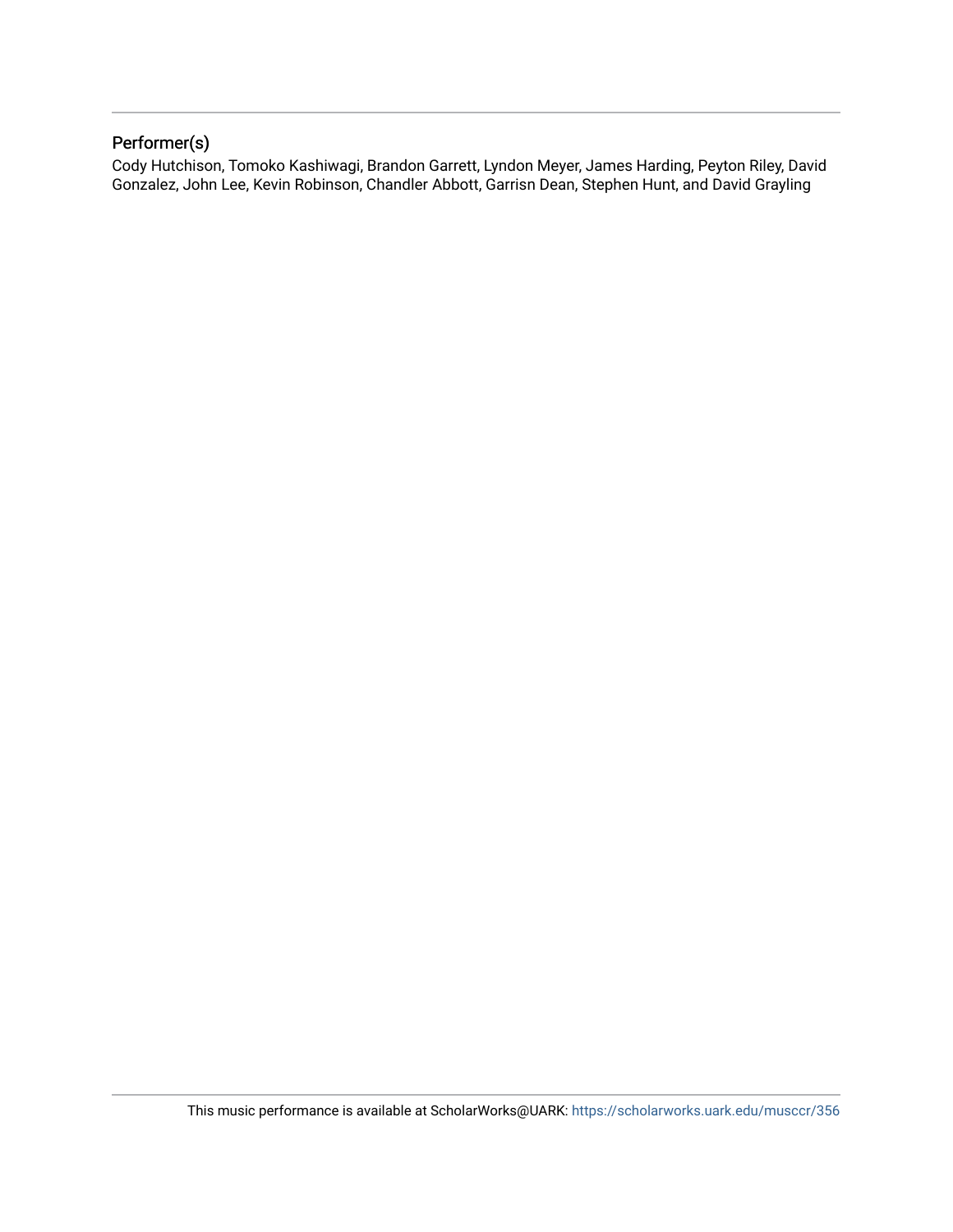## Performer(s)

Cody Hutchison, Tomoko Kashiwagi, Brandon Garrett, Lyndon Meyer, James Harding, Peyton Riley, David Gonzalez, John Lee, Kevin Robinson, Chandler Abbott, Garrisn Dean, Stephen Hunt, and David Grayling

This music performance is available at ScholarWorks@UARK: https://scholarworks.uark.edu/musccr/356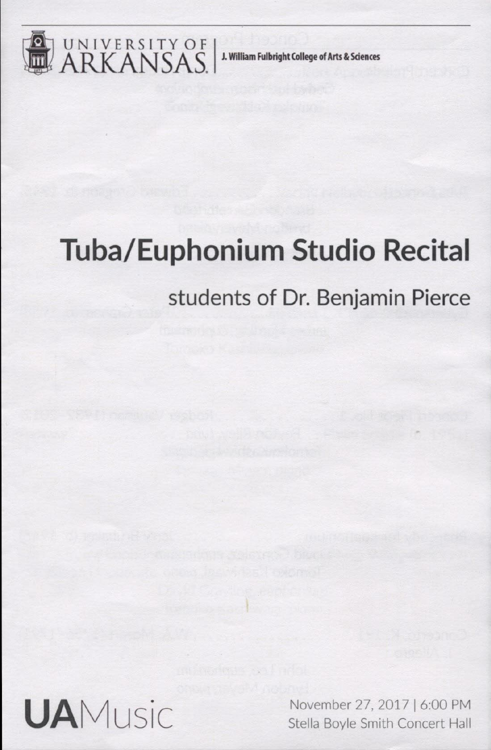UNIVERSITY OF ARKANSAS | J. William Fulbright College of Arts & Sciences

# Tuba/Euphonium Studio Recital

## students of Dr. Benjamin Pierce

UAMusic

November 27, 2017 | 6:00 PM
Stella Boyle Smith Concert Hall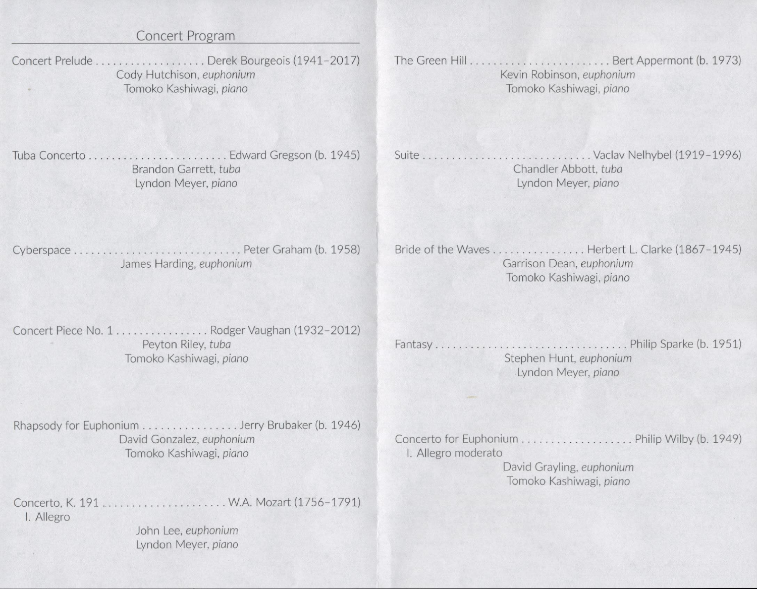## Concert Program

Concert Prelude . . . . . . . . . . . . . . . . . . . Derek Bourgeois (1941–2017)
Cody Hutchison, *euphonium*
Tomoko Kashiwagi, *piano*

Tuba Concerto . . . . . . . . . . . . . . . . . . . . . . . Edward Gregson (b. 1945)
Brandon Garrett, *tuba*
Lyndon Meyer, *piano*

Cyberspace . . . . . . . . . . . . . . . . . . . . . . . . . . . . Peter Graham (b. 1958)
James Harding, *euphonium*

Concert Piece No. 1 . . . . . . . . . . . . . . . . Rodger Vaughan (1932–2012)
Peyton Riley, *tuba*
Tomoko Kashiwagi, *piano*

Rhapsody for Euphonium . . . . . . . . . . . . . . . . Jerry Brubaker (b. 1946)
David Gonzalez, *euphonium*
Tomoko Kashiwagi, *piano*

Concerto, K. 191 . . . . . . . . . . . . . . . . . . . . . W.A. Mozart (1756–1791)
I. Allegro
John Lee, *euphonium*
Lyndon Meyer, *piano*

The Green Hill . . . . . . . . . . . . . . . . . . . . . . . . Bert Appermont (b. 1973)
Kevin Robinson, *euphonium*
Tomoko Kashiwagi, *piano*

Suite . . . . . . . . . . . . . . . . . . . . . . . . . . . . . Vaclav Nelhybel (1919–1996)
Chandler Abbott, *tuba*
Lyndon Meyer, *piano*

Bride of the Waves . . . . . . . . . . . . . . . . Herbert L. Clarke (1867–1945)
Garrison Dean, *euphonium*
Tomoko Kashiwagi, *piano*

Fantasy . . . . . . . . . . . . . . . . . . . . . . . . . . . . . . . . . Philip Sparke (b. 1951)
Stephen Hunt, *euphonium*
Lyndon Meyer, *piano*

Concerto for Euphonium . . . . . . . . . . . . . . . . . . . Philip Wilby (b. 1949)
I. Allegro moderato
David Grayling, *euphonium*
Tomoko Kashiwagi, *piano*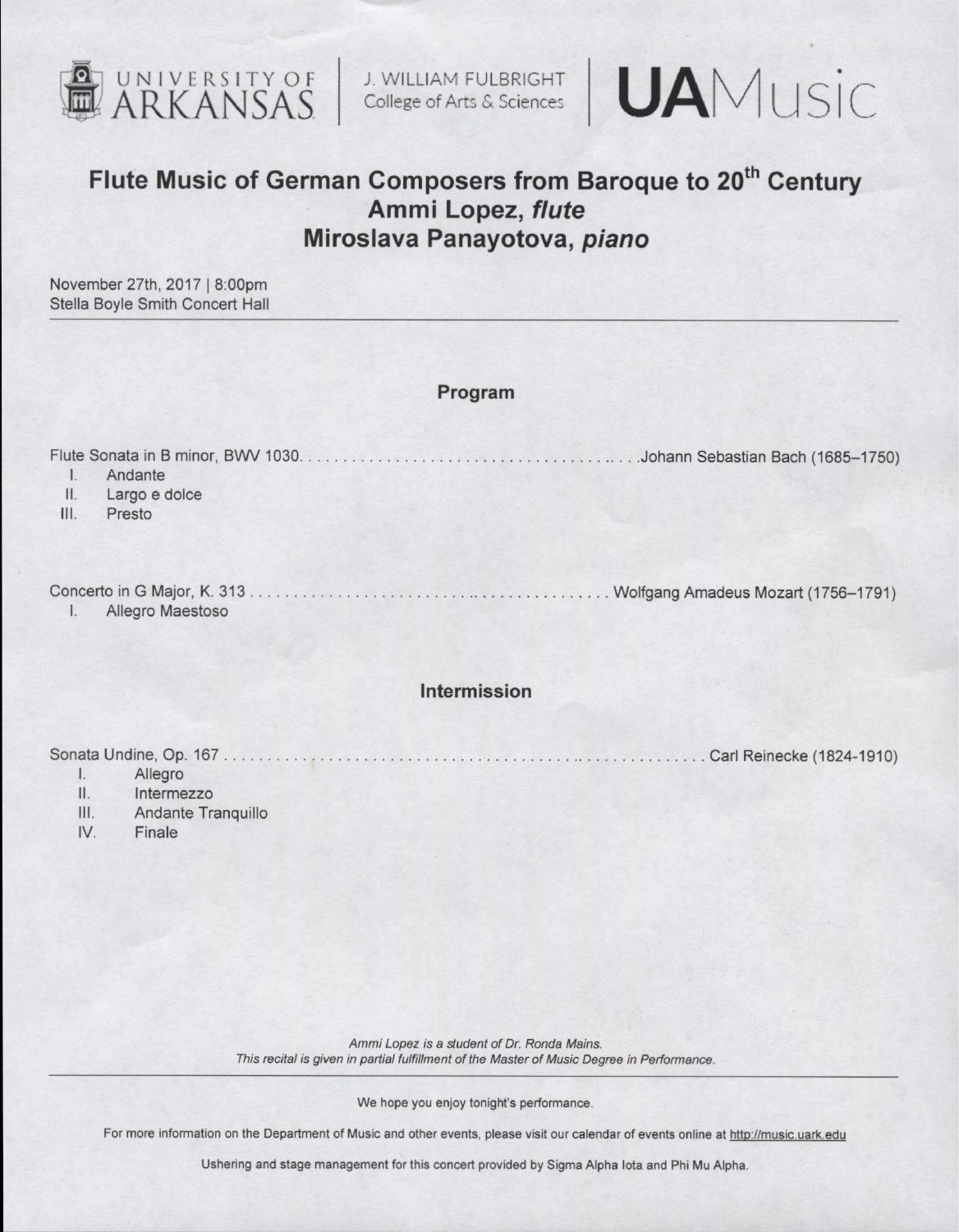UNIVERSITY OF ARKANSAS | J. WILLIAM FULBRIGHT College of Arts & Sciences | UAMusic

# Flute Music of German Composers from Baroque to 20th Century
## Ammi Lopez, *flute*
## Miroslava Panayotova, *piano*

November 27th, 2017 | 8:00pm
Stella Boyle Smith Concert Hall

---

## Program

Flute Sonata in B minor, BWV 1030........................................Johann Sebastian Bach (1685–1750)

I. Andante
II. Largo e dolce
III. Presto

Concerto in G Major, K. 313........................................Wolfgang Amadeus Mozart (1756–1791)

I. Allegro Maestoso

## Intermission

Sonata Undine, Op. 167........................................Carl Reinecke (1824-1910)

I. Allegro
II. Intermezzo
III. Andante Tranquillo
IV. Finale

*Ammi Lopez is a student of Dr. Ronda Mains.*
*This recital is given in partial fulfillment of the Master of Music Degree in Performance.*

---

We hope you enjoy tonight's performance.

For more information on the Department of Music and other events, please visit our calendar of events online at http://music.uark.edu

Ushering and stage management for this concert provided by Sigma Alpha Iota and Phi Mu Alpha.